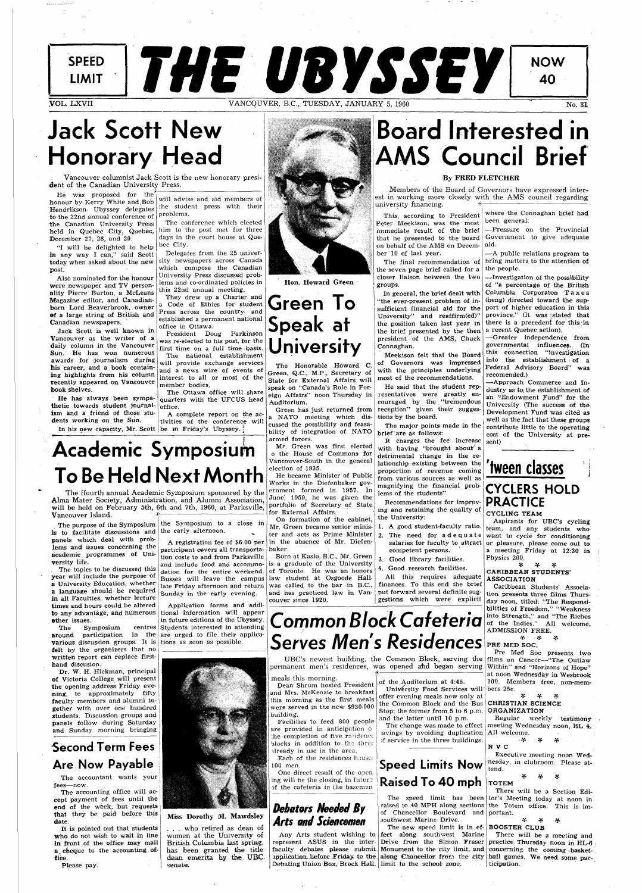SPEED LIMIT

# THE UBYSSEY

NOW 40

VOL. LXVII — VANCOUVER, B.C., TUESDAY, JANUARY 5, 1960 — No. 31

# Jack Scott New Honorary Head

Vancouver columnist Jack Scott is the new honorary president of the Canadian University Press.

He was proposed for the honour by Kerry White and Bob Hendrikson, Ubyssey delegates to the 22nd annual conference of the Canadian University Press held in Quebec City, Quebec, December 27, 28, and 29.

"I will be delighted to help in any way I can," said Scott today when asked about the new post.

Also nominated for the honour were newspaper and TV personality Pierre Burton, a McLeans Magazine editor, and Canadian-born Lord Beaverbrook, owner of a large string of British and Canadian newspapers.

Jack Scott is well known in Vancouver as the writer of a daily column in the Vancouver Sun. He has won numerous awards for journalism during his career, and a book containing highlights from his column recently appeared on Vancouver book shelves.

He has always been sympathetic towards student journalism and a friend of those students working on the Sun.

In his new capacity, Mr. Scott will advise and aid members of the student press with their problems.

The conference which elected him to the post met for three days in the court house at Quebec City.

Delegates from the 25 university newspapers across Canada which compose the Canadian University Press discussed problems and co-ordinated policies in this 22nd annual meeting.

They drew up a Charter and a Code of Ethics for student Press across the country and established a permanent national office in Ottawa.

President Doug Parkinson was re-elected to his post, for the first time on a full time basis.

The national establishment will provide exchange services and a news wire of events of interest to all or most of the member bodies.

The Ottawa office will share quarters with the UFCUS head office.

A complete report on the activities of the conference will be in Friday's Ubyssey.

# Academic Symposium To Be Held Next Month

The ffourth annual Academic Symposium sponsored by the Alma Mater Society, Administration, and Alumni Association, will be held on February 5th, 6th and 7th, 1960, at Parksville, Vancouver Island.

The purpose of the Symposium is to facilitate discussions and panels which deal with problems and issues concerning the academic programmes of University life.

The topics to be discussed this year will include the purpose of a University Education, whether a language should be required in all Faculties, whether lecture times and hours could be altered to any advantage, and numerous other issues.

The Symposium centres around participation in the various discussion groups. It is felt by the organizers that no written report can replace first-hand discusion.

Dr. W. H. Hickman, principal of Victoria College will present the opening address Friday evening, to approximately fifty faculty members and alumni together with over one hundred students. Discussion groups and panels follow during Saturday and Sunday morning bringing the Symposium to a close in the early afternoon.

A registration fee of $6.00 per participant covers all transportation costs to and from Parksville and include food and accommodation for the entire weekend. Busses will leave the campus late Friday afternoon and return Sunday in the early evening.

Application forms and additional information will appear in future editions of the Ubyssey. Students interested in attending are urged to file their applications as soon as possible.

## Second Term Fees Are Now Payable

The accountant wants your fees—now.

The accounting office will accept payment of fees until the end of the week, but requests that they be paid before this date.

It is pointed out that students who do not wish to wait in line in front of the office may mail a cheque to the accounting office.

Please pay.

Miss Dorothy M. Mawdsley . . . who retired as dean of women at the University of British Columbia last spring, has been granted the title dean emerita by the UBC senate.

Hon. Howard Green

# Green To Speak at University

The Honorable Howard C. Green, Q.C., M.P., Secretary of State for External Affairs will speak on "Canada's Role in Foreign Affairs" noon Thursday in Auditorium.

Green has just returned from a NATO meeting which discussed the possibility and feasability of integration of NATO armed forces.

Mr. Green was first elected o the House of Commons for Vancouver-South in the general election of 1935.

He became Minister of Public Works in the Diefenbaker government formed in 1957. In June, 1959, he was given the portfolio of Secretary of State for External Affairs.

On formation of the cabinet, Mr. Green became senior minister and acts as Prime Minister in the absence of Mr. Diefenbaker.

Born at Kaslo, B.C., Mr. Green is a graduate of the University of Toronto. He was an honors law student at Osgoode Hall, was called to the bar in B.C., and has practiced law in Vancouver since 1920.

# Board Interested in AMS Council Brief

By FRED FLETCHER

Members of the Board of Governors have expressed interest in working more closely with the AMS council regarding university financing.

This, according to President Peter Meekison, was the most immediate result of the brief that he presented to the board on behalf of the AMS on December 10 of last year.

The final recommendation of the seven page brief called for a closer liaison between the two groups.

In general, the brief dealt with "the ever-present problem of insufficient financial aid for the University" and reaffirm(ed)" the position taken last year in the brief presented by the then president of the AMS, Chuck Connaghan.

Meekison felt that the Board of Governors was impressed with the principles underlying most of the recommendations.

He said that the student representatives were greatly encouraged by the "tremendous reception" given their suggestions by the board.

The major points made in the brief are as follows:

It charges the fee increase with having "brought about a detrimental change in the relationship existing between the proportion of revenue coming from various sources as well as magnifying the financial problems of the students"

Recommendations for improving and retaining the quality of the University:

1. A good student-faculty ratio.
2. The need for adequate salaries for faculty to attract competent persons.
3. Good library facilities.
4. Good research facilities.

All this requires adequate finances. To this end the brief put forward several definite suggestions which were explicit where the Connaghan brief had been general:

—Pressure on the Provincial Government to give adequate aid.

—A public relations program to bring matters to the attention of the people.

—Investigation of the possibility of "a percentage of the British Columbia Corporation Taxes (beng) directed toward the support of higher education in this province." (It was stated that there is a precedent for this in a recent Quebec action).

—Greater independence from governmental influences. (In this connection "investigation into the establishment of a Federal Advisory Board" was recomended.)

—Approach Commerce and Industry as to the establishment of an "Endowment Fund" for the University (The success of the Development Fund was cited as well as the fact that these groups contribute little to the operating cost of the University at present)

# Common Block Cafeteria Serves Men's Residences

UBC's newest building, the Common Block, serving the permanent men's residences, was opened and began serving meals this morning.

Dean Shrum hosted President and Mrs. McKenzie to breakfast this morning as the first meals were served in the new $930,000 building.

Facilities to feed 800 people are provided in anticipation o the completion of five residences blocks in addition to the three already in use in the area.

Each of the residences house 100 men.

One direct result of the opening will be the closing, in future of the cafeteria in the basemen of the Auditorium at 4:45.

University Food Services will offer evening meals now only at the Common Block and the Bus Stop; the former from 5 to 6 p.m. and the latter until 10 p.m.

The change was made to effect savings by avoiding duplication of service in the three buildings.

## Debators Needed By Arts and Sciencemen

Any Arts student wishing to represent ASUS in the interfaculty debates please submit application before Friday to the Debating Union Box, Brock Hall.

## Speed Limits Now Raised To 40 mph

The speed limit has been raised to 40 MPH along sections of Chancellor Boulevard and southwest Marine Drive.

The new speed limit is in effect along southwest Marine Drive from the Simon Fraser Monument to the city limit, and along Chancellor from the city limit to the school zone.

# 'tween classes

## CYCLERS HOLD PRACTICE

**CYCLING TEAM**

Aspirants for UBC's cycling team, and any students who want to cycle for conditioning or pleasure, please come out to a meeting Friday at 12:30 in Physics 200.

\* \* \*

**CARIBBEAN STUDENTS' ASSOCIATION**

Caribbean Students' Association presents three films Thursday noon, titled: "The Responsibilities of Freedom," "Weakness into Strength," and "The Riches of the Indies." All welcome. ADMISSION FREE.

\* \* \*

**PRE MED SOC.**

Pre Med Soc presents two films on Cancer—"The Outlaw Within" and "Horizons of Hope" at noon Wednesday in Wesbrook 100. Members free, non-members 25c.

\* \* \*

**CHRISTIAN SCIENCE ORGANIZATION**

Regular weekly testimony meeting Wednesday noon, HL 4. All welcome.

\* \* \*

**N V C**

Executive meeting noon Wednesday, in clubroom. Please attend.

\* \* \*

**TOTEM**

There will be a Section Editor's Meeting today at noon in the Totem office. This is important.

\* \* \*

**BOOSTER CLUB**

There will be a meeting and practice Thursday noon in HL-6 concerning the coming basketball games. We need some participation.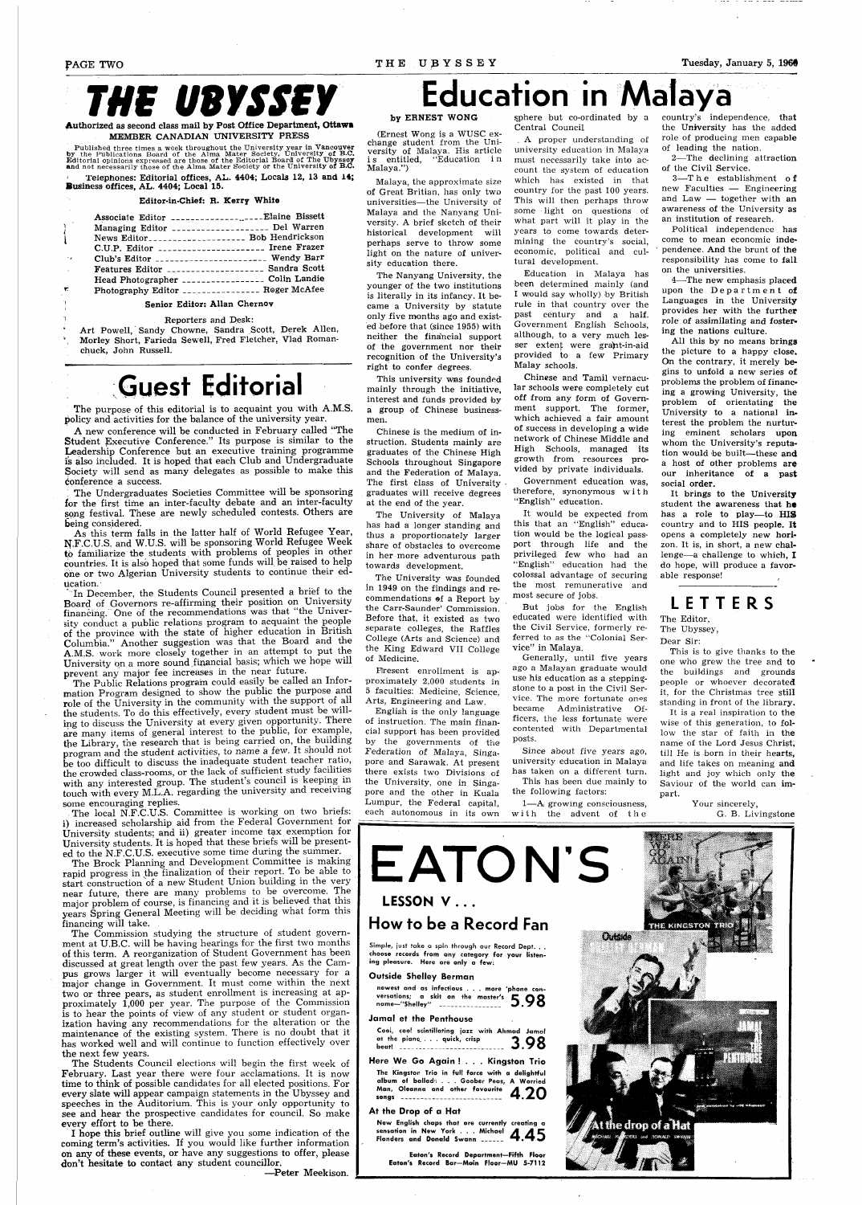# THE UBYSSEY

**Authorized as second class mail by Post Office Department, Ottawa**

**MEMBER CANADIAN UNIVERSITY PRESS**

Published three times a week throughout the University year in Vancouver by the Publications Board of the Alma Mater Society, University of B.C. Editorial opinions expressed are those of the Editorial Board of The Ubyssey and not necessarily those of the Alma Mater Society or the University of B.C.

Telephones: Editorial offices, AL. 4404; Locals 12, 13 and 14; Business offices, AL. 4404; Local 15.

**Editor-in-Chief: R. Kerry White**

Associate Editor — Elaine Bissett
Managing Editor — Del Warren
News Editor — Bob Hendrickson
C.U.P. Editor — Irene Frazer
Club's Editor — Wendy Barr
Features Editor — Sandra Scott
Head Photographer — Colin Landie
Photography Editor — Roger McAfee

**Senior Editor: Allan Chernov**

Reporters and Desk:

Art Powell, Sandy Chowne, Sandra Scott, Derek Allen, Morley Short, Farieda Sewell, Fred Fletcher, Vlad Romanchuk, John Russell.

## Guest Editorial

The purpose of this editorial is to acquaint you with A.M.S. policy and activities for the balance of the university year.

A new conference will be conducted in February called "The Student Executive Conference." Its purpose is similar to the Leadership Conference but an executive training programme is also included. It is hoped that each Club and Undergraduate Society will send as many delegates as possible to make this conference a success.

The Undergraduates Societies Committee will be sponsoring for the first time an inter-faculty debate and an inter-faculty song festival. These are newly scheduled contests. Others are being considered.

As this term falls in the latter half of World Refugee Year, N.F.C.U.S. and W.U.S. will be sponsoring World Refugee Week to familiarize the students with problems of peoples in other countries. It is also hoped that some funds will be raised to help one or two Algerian University students to continue their education.

In December, the Students Council presented a brief to the Board of Governors re-affirming their position on University financing. One of the recommendations was that "the University conduct a public relations program to acquaint the people of the province with the state of higher education in British Columbia." Another suggestion was that the Board and the A.M.S. work more closely together in an attempt to put the University on a more sound financial basis; which we hope will prevent any major fee increases in the near future.

The Public Relations program could easily be called an Information Program designed to show the public the purpose and role of the University in the community with the support of all the students. To do this effectively, every student must be willing to discuss the University at every given opportunity. There are many items of general interest to the public, for example, the Library, the research that is being carried on, the building program and the student activities, to name a few. It should not be too difficult to discuss the inadequate student teacher ratio, the crowded class-rooms, or the lack of sufficient study facilities with any interested group. The student's council is keeping in touch with every M.L.A. regarding the university and receiving some encouraging replies.

The local N.F.C.U.S. Committee is working on two briefs: i) increased scholarship aid from the Federal Government for University students; and ii) greater income tax exemption for University students. It is hoped that these briefs will be presented to the N.F.C.U.S. executive some time during the summer.

The Brock Planning and Development Committee is making rapid progress in the finalization of their report. To be able to start construction of a new Student Union building in the very near future, there are many problems to be overcome. The major problem of course, is financing and it is believed that this years Spring General Meeting will be deciding what form this financing will take.

The Commission studying the structure of student government at U.B.C. will be having hearings for the first two months of this term. A reorganization of Student Government has been discussed at great length over the past few years. As the Campus grows larger it will eventually become necessary for a major change in Government. It must come within the next two or three years, as student enrollment is increasing at approximately 1,000 per year. The purpose of the Commission is to hear the points of view of any student or student organization having any recommendations for the alteration or the maintenance of the existing system. There is no doubt that it has worked well and will continue to function effectively over the next few years.

The Students Council elections will begin the first week of February. Last year there were four acclamations. It is now time to think of possible candidates for all elected positions. For every slate will appear campaign statements in the Ubyssey and speeches in the Auditorium. This is your only opportunity to see and hear the prospective candidates for council. So make every effort to be there.

I hope this brief outline will give you some indication of the coming term's activities. If you would like further information on any of these events, or have any suggestions to offer, please don't hesitate to contact any student councillor.

—Peter Meekison.

# Education in Malaya

**by ERNEST WONG**

(Ernest Wong is a WUSC exchange student from the University of Malaya. His article is entitled, "Education in Malaya.")

Malaya, the approximate size of Great Britian, has only two universities—the University of Malaya and the Nanyang University. A brief sketch of their historical development will perhaps serve to throw some light on the nature of university education there.

The Nanyang University, the younger of the two institutions is literally in its infancy. It became a University by statute only five months ago and existed before that (since 1955) with neither the financial support of the government nor their recognition of the University's right to confer degrees.

This university was founded mainly through the initiative, interest and funds provided by a group of Chinese businessmen.

Chinese is the medium of instruction. Students mainly are graduates of the Chinese High Schools throughout Singapore and the Federation of Malaya. The first class of University graduates will receive degrees at the end of the year.

The University of Malaya has had a longer standing and thus a proportionately larger share of obstacles to overcome in her more adventurous path towards development.

The University was founded in 1949 on the findings and recommendations of a Report by the Carr-Saunder' Commission. Before that, it existed as two separate colleges, the Raffles College (Arts and Science) and the King Edward VII College of Medicine.

Present enrollment is approximately 2,000 students in 5 faculties: Medicine, Science, Arts, Engineering and Law.

English is the only language of instruction. The main financial support has been provided by the governments of the Federation of Malaya, Singapore and Sarawak. At present there exists two Divisions of the University, one in Singapore and the other in Kuala Lumpur, the Federal capital, each autonomous in its own sphere but co-ordinated by a Central Council.

A proper understanding of university education in Malaya must necessarily take into account the system of education which has existed in that country for the past 100 years. This will then perhaps throw some light on questions of what part will it play in the years to come towards determining the country's social, economic, political and cultural development.

Education in Malaya has been determined mainly (and I would say wholly) by British rule in that country over the past century and a half. Government English Schools, although, to a very much lesser extent were grant-in-aid provided to a few Primary Malay schools.

Chinese and Tamil vernacular schools were completely cut off from any form of Government support. The former, which achieved a fair amount of success in developing a wide network of Chinese Middle and High Schools, managed its growth from resources provided by private individuals.

Government education was, therefore, synonymous with "English" education.

It would be expected from this that an "English" education would be the logical passport through life and the privileged few who had an "English" education had the colossal advantage of securing the most remunerative and most secure of jobs.

But jobs for the English educated were identified with the Civil Service, formerly referred to as the "Colonial Service" in Malaya.

Generally, until five years ago a Malayan graduate would use his education as a stepping-stone to a post in the Civil Service. The more fortunate ones became Administrative Officers, the less fortunate were contented with Departmental posts.

Since about five years ago, university education in Malaya has taken on a different turn. This has been due mainly to the following factors:

1—A growing consciousness, with the advent of the country's independence, that the University has the added role of producing men capable of leading the nation.

2—The declining attraction of the Civil Service.

3—The establishment of new Faculties — Engineering and Law — together with an awareness of the University as an institution of research.

Political independence has come to mean economic independence. And the brunt of the responsibility has come to fall on the universities.

4—The new emphasis placed upon the Department of Languages in the University provides her with the further role of assimilating and fostering the nations culture.

All this by no means brings the picture to a happy close. On the contrary, it merely begins to unfold a new series of problems the problem of financing a growing University, the problem of orientating the University to a national interest the problem the nurturing eminent scholars upon whom the University's reputation would be built—these and a host of other problems are our inheritance of a past social order.

It brings to the University student the awareness that he has a role to play—to HIS country and to HIS people. It opens a completely new horizon. It is, in short, a new challenge—a challenge to which, I do hope, will produce a favorable response!

## LETTERS

The Editor,
The Ubyssey,
Dear Sir:

This is to give thanks to the one who grew the tree and to the buildings and grounds people or whoever decorated it, for the Christmas tree still standing in front of the library.

It is a real inspiration to the wise of this generation, to follow the star of faith in the name of the Lord Jesus Christ, till He is born in their hearts, and life takes on meaning and light and joy which only the Saviour of the world can impart.

Your sincerely,
G. B. Livingstone

# EATON'S

## LESSON V . . .

## How to be a Record Fan

Simple, just take a spin through our Record Dept. . . choose records from any category for your listening pleasure. Here are only a few:

**Outside Shelley Berman**

newest and as infectious . . . more 'phone conversations; a skit on the master's name—"Shelley" — **5.98**

**Jamal at the Penthouse**

Cool, cool scintillating jazz with Ahmad Jamal at the piano . . . quick, crisp beat! — **3.98**

**Here We Go Again! . . . Kingston Trio**

The Kingston Trio in full force with a delightful album of ballads . . . Goober Peas, A Worried Man, Oleanna and other favourite songs — **4.20**

**At the Drop of a Hat**

New English chaps that are currently creating a sensation in New York . . . Michael Flanders and Donald Swann — **4.45**

Eaton's Record Department—Fifth Floor
Eaton's Record Bar—Main Floor—MU 5-7112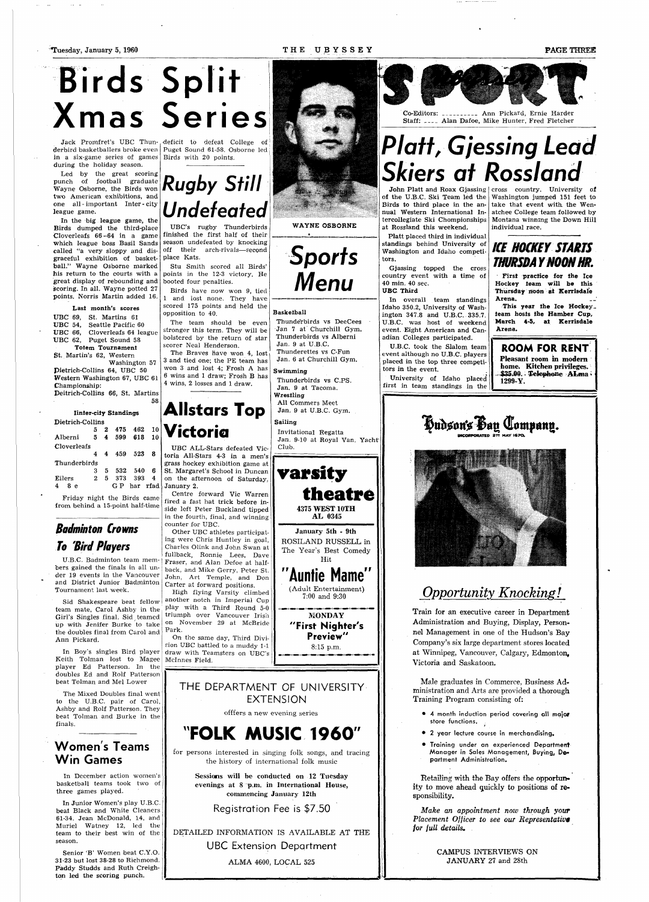# Birds Split Xmas Series

Jack Promfret's UBC Thunderbird basketballers broke even in a six-game series of games during the holiday season.

Led by the great scoring punch of football graduate Wayne Osborne, the Birds won two American exhibitions, and one all-important Inter-city league game.

In the big league game, the Birds dumped the third-place Cloverleafs 66-64 in a game which league boss Basil Sands called "a very sloppy and disgraceful exhibition of basketball." Wayne Osborne marked his return to the courts with a great display of rebounding and scoring. In all. Wayne potted 27 points. Norris Martin added 16.

**Last month's scores**

UBC 69, St. Martins 61
UBC 54, Seattle Pacific 60
UBC 66, Cloverleafs 64 league
UBC 62, Puget Sound 58

**Totem Tournament**

St. Martin's 62, Western Washington 57
Dietrich-Collins 64, UBC 50
Western Washington 67, UBC 61

Championship:
Deitrich-Collins 66, St. Martins 58

**Inter-city Standings**

| | | | | | |
|---|---|---|---|---|---|
| Dietrich-Collins | 5 | 2 | 475 | 462 | 10 |
| Alberni | 5 | 4 | 599 | 618 | 10 |
| Cloverleafs | 4 | 4 | 459 | 523 | 8 |
| Thunderbirds | 3 | 5 | 532 | 540 | 6 |
| Eilers | 2 | 5 | 373 | 393 | 4 |
| 4 8 e | | | G P | har | rfad |

Friday night the Birds came from behind a 15-point half-time deficit to defeat College of Puget Sound 61-58. Osborne led Birds with 20 points.

## Rugby Still Undefeated

UBC's rugby Thunderbirds finished the first half of their season undefeated by knocking off their arch-rivals—second place Kats.

Stu Smith scored all Birds' points in the 12-3 victory. He booted four penalties.

Birds have now won 9, tied 1 and lost none. They have scored 175 points and held the opposition to 40.

The team should be even stronger this term. They will be bolstered by the return of star scorer Neal Henderson.

The Braves have won 4, lost 3 and tied one; the PE team has won 3 and lost 4; Frosh A has 6 wins and 1 draw; Frosh B has 4 wins, 2 losses and 1 draw.

## Badminton Crowns To 'Bird Players

U.B.C. Badminton team members gained the finals in all under 19 events in the Vancouver and District Junior Badminton Tournament last week.

Sid Shakespeare beat fellow team mate, Carol Ashby in the Girl's Singles final. Sid teamed up with Jenifer Burke to take the doubles final from Carol and Ann Pickard.

In Boy's singles Bird player Keith Tolman lost to Magee player Ed Patterson. In the doubles Ed and Rolf Patterson beat Tolman and Mel Lower

The Mixed Doubles final went to the U.B.C. pair of Carol, Ashby and Rolf Patterson. They beat Tolman and Burke in the finals.

## Allstars Top Victoria

UBC ALL-Stars defeated Victoria All-Stars 4-3 in a men's grass hockey exhibition game at St. Margaret's School in Duncan on the afternoon of Saturday, January 2.

Centre forward Vic Warren fired a fast hat trick before inside left Peter Buckland tipped in the fourth, final, and winning counter for UBC.

Other UBC athletes participating were Chris Huntley in goal, Charles Olink and John Swan at fullback, Ronnie Lees, Dave Fraser, and Alan Defoe at halfback, and Mike Gerry, Peter St. John, Art Temple, and Don Carter at forward positions.

High flying Varsity climbed another notch in Imperial Cup play with a Third Round 5-0 triumph over Vancouver Irish on November 29 at McBride Park.

On the same day, Third Division UBC battled to a muddy 1-1 draw with Teamsters on UBC's McInnes Field.

## Women's Teams Win Games

In December action women's basketball teams took two of three games played.

In Junior Women's play U.B.C. beat Black and White Cleaners 61-34. Jean McDonald, 14, and Muriel Watney 12, led the team to their best win of the season.

Senior 'B' Women beat C.Y.O. 31-23 but lost 38-28 to Richmond. Paddy Studds and Ruth Creighton led the scoring punch.

WAYNE OSBORNE

## Sports Menu

**Basketball**

Thunderbirds vs DeeCees Jan 7 at Churchill Gym.
Thunderbirds vs Alberni Jan. 9 at U.B.C.
Thunderettes vs C-Fun Jan. 6 at Churchill Gym.

**Swimming**

Thunderbirds vs C.P.S. Jan. 9 at Tacoma.

**Wrestling**

All Commers Meet Jan. 9 at U.B.C. Gym.

**Sailing**

Invitational Regatta Jan. 9-10 at Royal Van. Yacht Club.

---

**varsity theatre**
4375 WEST 10TH
AL 0345

January 5th - 9th
ROSILAND RUSSELL in
The Year's Best Comedy Hit

**"Auntie Mame"**
(Adult Entertainment)
7:00 and 9:30

MONDAY
**"First Nighter's Preview"**
8:15 p.m.

---

# SPORT

Co-Editors: Ann Pickard, Ernie Harder
Staff: Alan Dafoe, Mike Hunter, Fred Fletcher

# Platt, Gjessing Lead Skiers at Rossland

John Platt and Roax Gjessing of the U.B.C. Ski Team led the Birds to third place in the annual Western International Intercollegiate Ski Championships at Rossland this weekend.

Platt placed third in individual standings behind University of Washington and Idaho competitors.

Gjessing topped the cross country event with a time of 40 min. 40 sec.

**UBC Third**

In overall team standings Idaho 350.2, University of Washington 347.8 and U.B.C. 335.7. U.B.C. was host of weekend event. Eight American and Canadian Colleges participated.

U.B.C. took the Slalom team event although no U.B.C. players placed in the top three competitors in the event.

University of Idaho placed first in team standings in the cross country. University of Washington jumped 151 feet to take that event with the Wenatchee College team followed by Montana winning the Down Hill individual race.

## ICE HOCKEY STARTS THURSDAY NOON HR.

First practice for the Ice Hockey team will be this Thursday noon at Kerrisdale Arena.

This year the Ice Hockey team hosts the Hamber Cup, March 4-5, at Kerrisdale Arena.

---

**ROOM FOR RENT**

Pleasant room in modern home. Kitchen privileges. $35.00. Telephone ALma 1299-Y.

---

**Hudson's Bay Company.**
INCORPORATED 2ND MAY 1670.

## *Opportunity Knocking!*

Train for an executive career in Department Administration and Buying, Display, Personnel Management in one of the Hudson's Bay Company's six large department stores located at Winnipeg, Vancouver, Calgary, Edmonton, Victoria and Saskatoon.

Male graduates in Commerce, Business Administration and Arts are provided a thorough Training Program consisting of:

- 4 month induction period covering all major store functions.
- 2 year lecture course in merchandising.
- Training under an experienced Department Manager in Sales Management, Buying, Department Administration.

Retailing with the Bay offers the opportunity to move ahead quickly to positions of responsibility.

*Make an appointment now through your Placement Officer to see our Representative for full details.*

CAMPUS INTERVIEWS ON JANUARY 27 and 28th

---

THE DEPARTMENT OF UNIVERSITY EXTENSION

offers a new evening series

# "FOLK MUSIC 1960"

for persons interested in singing folk songs, and tracing the history of international folk music

**Sessions will be conducted on 12 Tuesday evenings at 8 p.m. in International House, commencing January 12th**

Registration Fee is $7.50

DETAILED INFORMATION IS AVAILABLE AT THE UBC Extension Department

ALMA 4600, LOCAL 525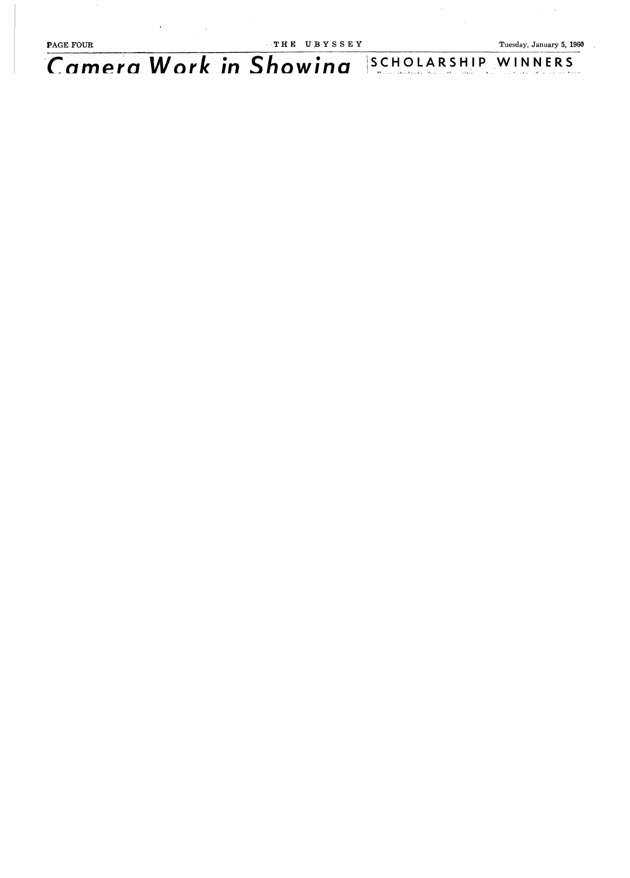# Camera Work in Showing

# SCHOLARSHIP WINNERS